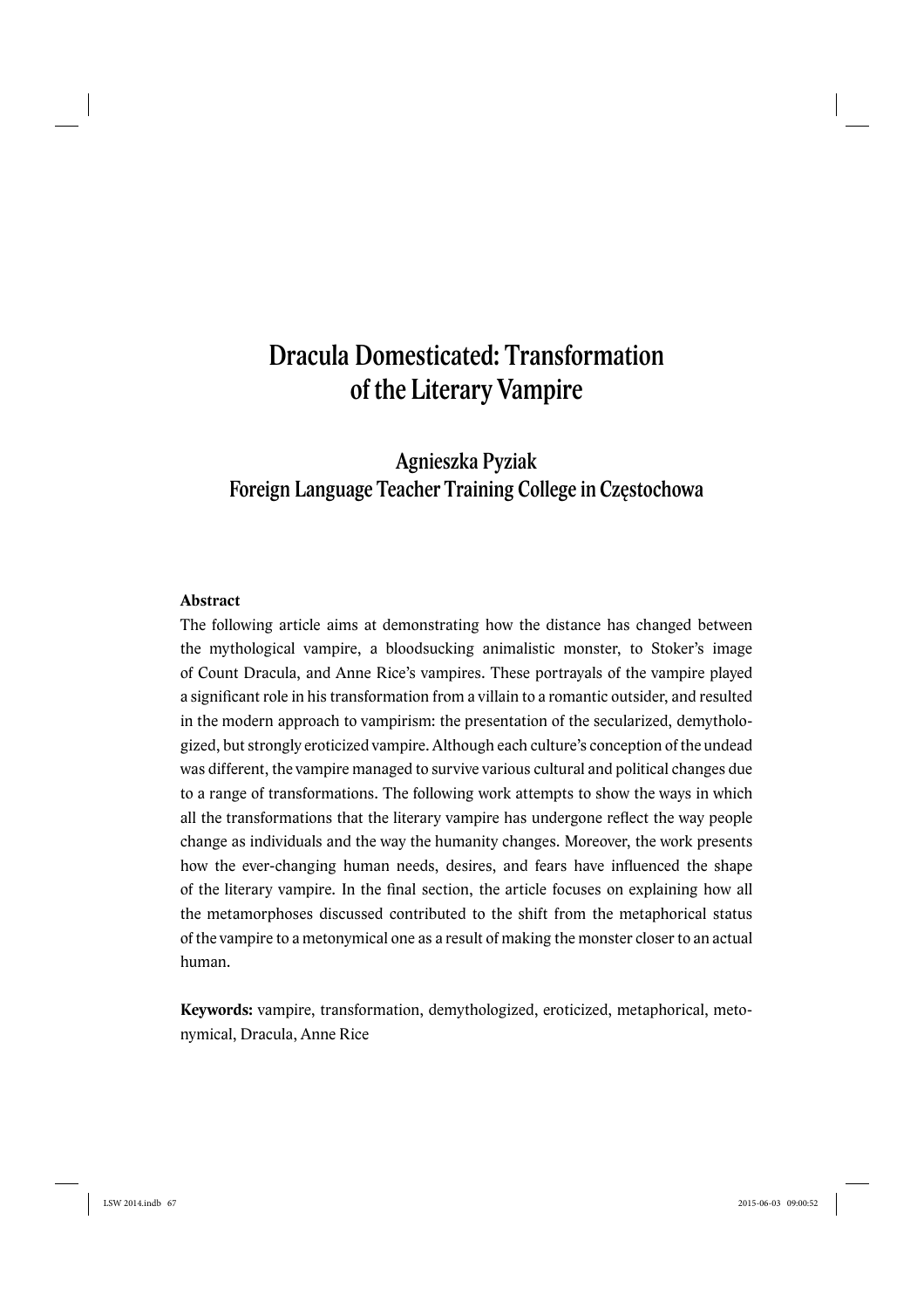# Dracula Domesticated: Transformation of the Literary Vampire

## Agnieszka Pyziak
## Foreign Language Teacher Training College in Częstochowa

**Abstract**

The following article aims at demonstrating how the distance has changed between the mythological vampire, a bloodsucking animalistic monster, to Stoker's image of Count Dracula, and Anne Rice's vampires. These portrayals of the vampire played a significant role in his transformation from a villain to a romantic outsider, and resulted in the modern approach to vampirism: the presentation of the secularized, demythologized, but strongly eroticized vampire. Although each culture's conception of the undead was different, the vampire managed to survive various cultural and political changes due to a range of transformations. The following work attempts to show the ways in which all the transformations that the literary vampire has undergone reflect the way people change as individuals and the way the humanity changes. Moreover, the work presents how the ever-changing human needs, desires, and fears have influenced the shape of the literary vampire. In the final section, the article focuses on explaining how all the metamorphoses discussed contributed to the shift from the metaphorical status of the vampire to a metonymical one as a result of making the monster closer to an actual human.

**Keywords:** vampire, transformation, demythologized, eroticized, metaphorical, metonymical, Dracula, Anne Rice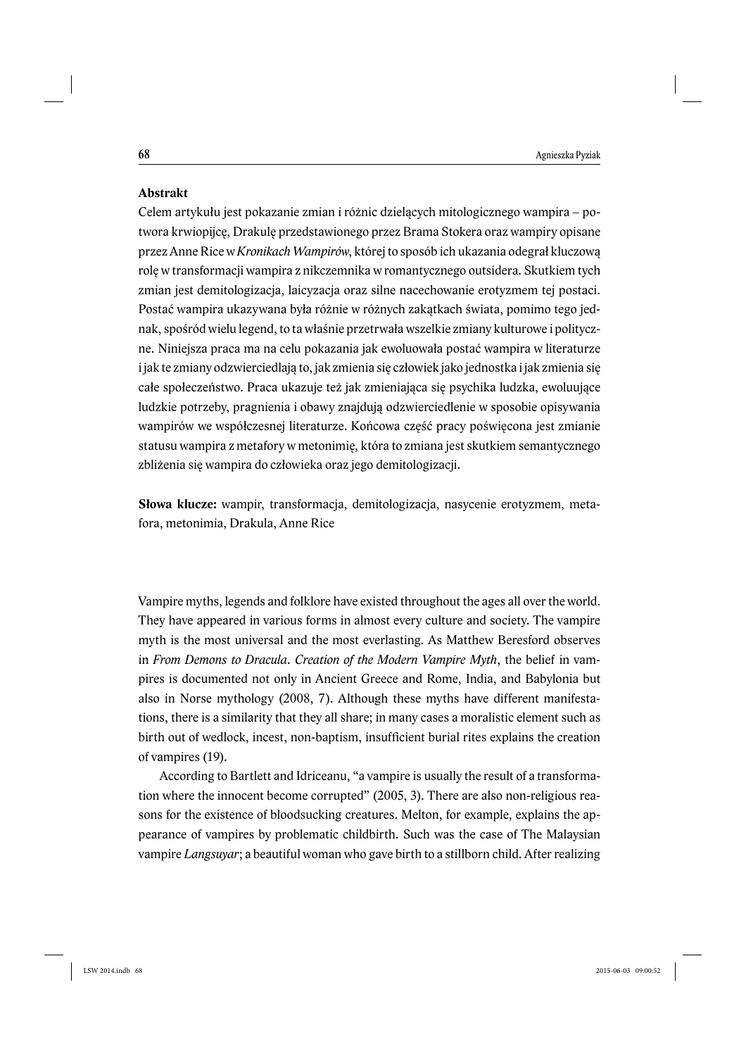**Abstrakt**

Celem artykułu jest pokazanie zmian i różnic dzielących mitologicznego wampira – potwora krwiopijcę, Drakulę przedstawionego przez Brama Stokera oraz wampiry opisane przez Anne Rice w *Kronikach Wampirów*, której to sposób ich ukazania odegrał kluczową rolę w transformacji wampira z nikczemnika w romantycznego outsidera. Skutkiem tych zmian jest demitologizacja, laicyzacja oraz silne nacechowanie erotyzmem tej postaci. Postać wampira ukazywana była różnie w różnych zakątkach świata, pomimo tego jednak, spośród wielu legend, to ta właśnie przetrwała wszelkie zmiany kulturowe i polityczne. Niniejsza praca ma na celu pokazania jak ewoluowała postać wampira w literaturze i jak te zmiany odzwierciedlają to, jak zmienia się człowiek jako jednostka i jak zmienia się całe społeczeństwo. Praca ukazuje też jak zmieniająca się psychika ludzka, ewoluujące ludzkie potrzeby, pragnienia i obawy znajdują odzwierciedlenie w sposobie opisywania wampirów we współczesnej literaturze. Końcowa część pracy poświęcona jest zmianie statusu wampira z metafory w metonimię, która to zmiana jest skutkiem semantycznego zbliżenia się wampira do człowieka oraz jego demitologizacji.

**Słowa klucze:** wampir, transformacja, demitologizacja, nasycenie erotyzmem, metafora, metonimia, Drakula, Anne Rice

Vampire myths, legends and folklore have existed throughout the ages all over the world. They have appeared in various forms in almost every culture and society. The vampire myth is the most universal and the most everlasting. As Matthew Beresford observes in *From Demons to Dracula*. *Creation of the Modern Vampire Myth*, the belief in vampires is documented not only in Ancient Greece and Rome, India, and Babylonia but also in Norse mythology (2008, 7). Although these myths have different manifestations, there is a similarity that they all share; in many cases a moralistic element such as birth out of wedlock, incest, non-baptism, insufficient burial rites explains the creation of vampires (19).

According to Bartlett and Idriceanu, "a vampire is usually the result of a transformation where the innocent become corrupted" (2005, 3). There are also non-religious reasons for the existence of bloodsucking creatures. Melton, for example, explains the appearance of vampires by problematic childbirth. Such was the case of The Malaysian vampire *Langsuyar*; a beautiful woman who gave birth to a stillborn child. After realizing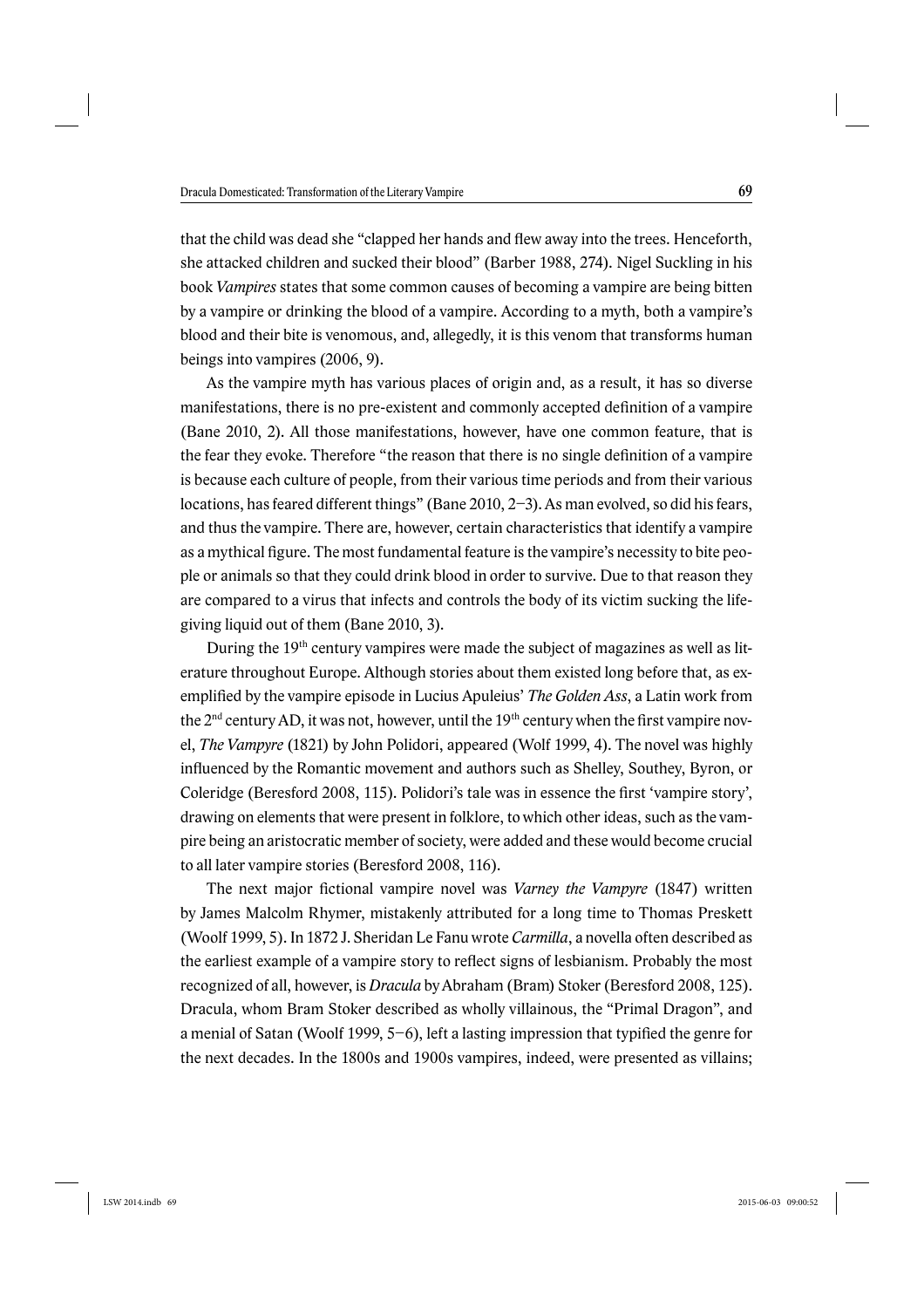that the child was dead she "clapped her hands and flew away into the trees. Henceforth, she attacked children and sucked their blood" (Barber 1988, 274). Nigel Suckling in his book *Vampires* states that some common causes of becoming a vampire are being bitten by a vampire or drinking the blood of a vampire. According to a myth, both a vampire's blood and their bite is venomous, and, allegedly, it is this venom that transforms human beings into vampires (2006, 9).

As the vampire myth has various places of origin and, as a result, it has so diverse manifestations, there is no pre-existent and commonly accepted definition of a vampire (Bane 2010, 2). All those manifestations, however, have one common feature, that is the fear they evoke. Therefore "the reason that there is no single definition of a vampire is because each culture of people, from their various time periods and from their various locations, has feared different things" (Bane 2010, 2–3). As man evolved, so did his fears, and thus the vampire. There are, however, certain characteristics that identify a vampire as a mythical figure. The most fundamental feature is the vampire's necessity to bite people or animals so that they could drink blood in order to survive. Due to that reason they are compared to a virus that infects and controls the body of its victim sucking the life-giving liquid out of them (Bane 2010, 3).

During the 19th century vampires were made the subject of magazines as well as literature throughout Europe. Although stories about them existed long before that, as exemplified by the vampire episode in Lucius Apuleius' *The Golden Ass*, a Latin work from the 2nd century AD, it was not, however, until the 19th century when the first vampire novel, *The Vampyre* (1821) by John Polidori, appeared (Wolf 1999, 4). The novel was highly influenced by the Romantic movement and authors such as Shelley, Southey, Byron, or Coleridge (Beresford 2008, 115). Polidori's tale was in essence the first 'vampire story', drawing on elements that were present in folklore, to which other ideas, such as the vampire being an aristocratic member of society, were added and these would become crucial to all later vampire stories (Beresford 2008, 116).

The next major fictional vampire novel was *Varney the Vampyre* (1847) written by James Malcolm Rhymer, mistakenly attributed for a long time to Thomas Preskett (Woolf 1999, 5). In 1872 J. Sheridan Le Fanu wrote *Carmilla*, a novella often described as the earliest example of a vampire story to reflect signs of lesbianism. Probably the most recognized of all, however, is *Dracula* by Abraham (Bram) Stoker (Beresford 2008, 125). Dracula, whom Bram Stoker described as wholly villainous, the "Primal Dragon", and a menial of Satan (Woolf 1999, 5–6), left a lasting impression that typified the genre for the next decades. In the 1800s and 1900s vampires, indeed, were presented as villains;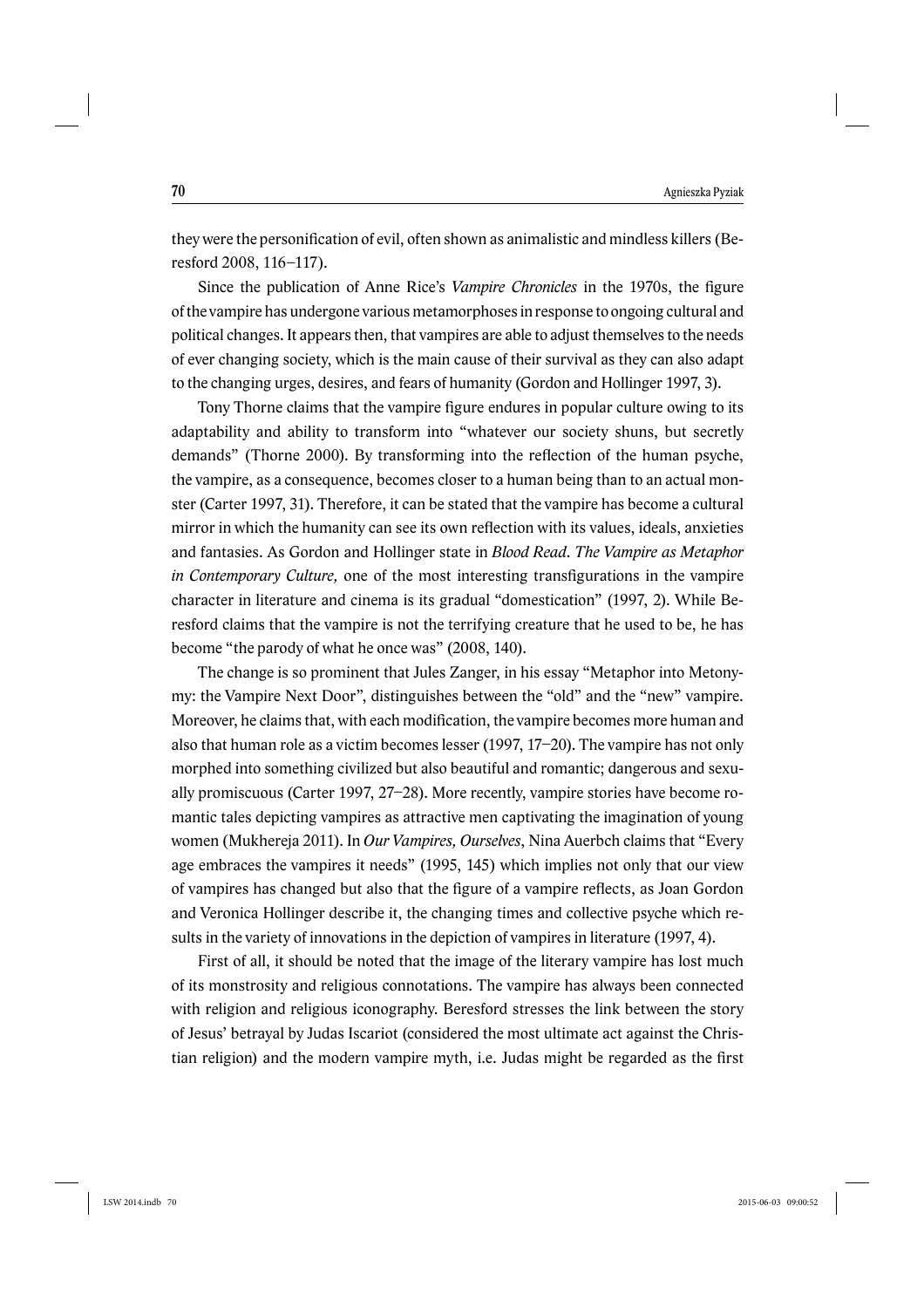they were the personification of evil, often shown as animalistic and mindless killers (Beresford 2008, 116–117).

Since the publication of Anne Rice's *Vampire Chronicles* in the 1970s, the figure of the vampire has undergone various metamorphoses in response to ongoing cultural and political changes. It appears then, that vampires are able to adjust themselves to the needs of ever changing society, which is the main cause of their survival as they can also adapt to the changing urges, desires, and fears of humanity (Gordon and Hollinger 1997, 3).

Tony Thorne claims that the vampire figure endures in popular culture owing to its adaptability and ability to transform into "whatever our society shuns, but secretly demands" (Thorne 2000). By transforming into the reflection of the human psyche, the vampire, as a consequence, becomes closer to a human being than to an actual monster (Carter 1997, 31). Therefore, it can be stated that the vampire has become a cultural mirror in which the humanity can see its own reflection with its values, ideals, anxieties and fantasies. As Gordon and Hollinger state in *Blood Read. The Vampire as Metaphor in Contemporary Culture,* one of the most interesting transfigurations in the vampire character in literature and cinema is its gradual "domestication" (1997, 2). While Beresford claims that the vampire is not the terrifying creature that he used to be, he has become "the parody of what he once was" (2008, 140).

The change is so prominent that Jules Zanger, in his essay "Metaphor into Metonymy: the Vampire Next Door", distinguishes between the "old" and the "new" vampire. Moreover, he claims that, with each modification, the vampire becomes more human and also that human role as a victim becomes lesser (1997, 17–20). The vampire has not only morphed into something civilized but also beautiful and romantic; dangerous and sexually promiscuous (Carter 1997, 27–28). More recently, vampire stories have become romantic tales depicting vampires as attractive men captivating the imagination of young women (Mukhereja 2011). In *Our Vampires, Ourselves*, Nina Auerbch claims that "Every age embraces the vampires it needs" (1995, 145) which implies not only that our view of vampires has changed but also that the figure of a vampire reflects, as Joan Gordon and Veronica Hollinger describe it, the changing times and collective psyche which results in the variety of innovations in the depiction of vampires in literature (1997, 4).

First of all, it should be noted that the image of the literary vampire has lost much of its monstrosity and religious connotations. The vampire has always been connected with religion and religious iconography. Beresford stresses the link between the story of Jesus' betrayal by Judas Iscariot (considered the most ultimate act against the Christian religion) and the modern vampire myth, i.e. Judas might be regarded as the first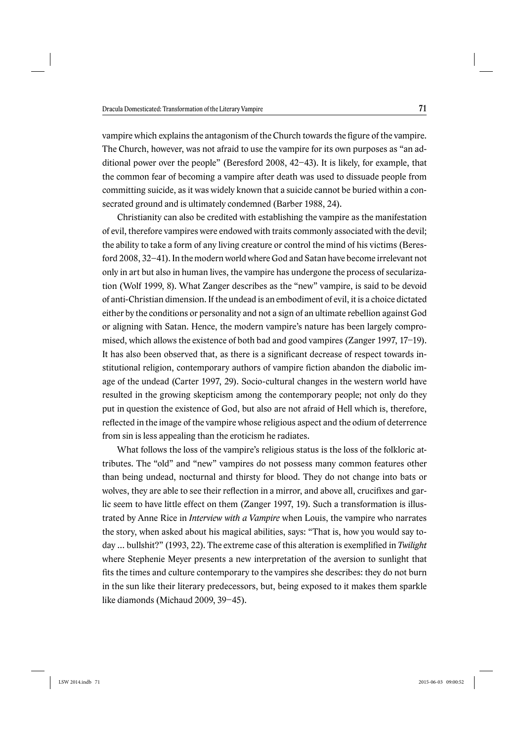vampire which explains the antagonism of the Church towards the figure of the vampire. The Church, however, was not afraid to use the vampire for its own purposes as "an additional power over the people" (Beresford 2008, 42–43). It is likely, for example, that the common fear of becoming a vampire after death was used to dissuade people from committing suicide, as it was widely known that a suicide cannot be buried within a consecrated ground and is ultimately condemned (Barber 1988, 24).

Christianity can also be credited with establishing the vampire as the manifestation of evil, therefore vampires were endowed with traits commonly associated with the devil; the ability to take a form of any living creature or control the mind of his victims (Beresford 2008, 32–41). In the modern world where God and Satan have become irrelevant not only in art but also in human lives, the vampire has undergone the process of secularization (Wolf 1999, 8). What Zanger describes as the "new" vampire, is said to be devoid of anti-Christian dimension. If the undead is an embodiment of evil, it is a choice dictated either by the conditions or personality and not a sign of an ultimate rebellion against God or aligning with Satan. Hence, the modern vampire's nature has been largely compromised, which allows the existence of both bad and good vampires (Zanger 1997, 17–19). It has also been observed that, as there is a significant decrease of respect towards institutional religion, contemporary authors of vampire fiction abandon the diabolic image of the undead (Carter 1997, 29). Socio-cultural changes in the western world have resulted in the growing skepticism among the contemporary people; not only do they put in question the existence of God, but also are not afraid of Hell which is, therefore, reflected in the image of the vampire whose religious aspect and the odium of deterrence from sin is less appealing than the eroticism he radiates.

What follows the loss of the vampire's religious status is the loss of the folkloric attributes. The "old" and "new" vampires do not possess many common features other than being undead, nocturnal and thirsty for blood. They do not change into bats or wolves, they are able to see their reflection in a mirror, and above all, crucifixes and garlic seem to have little effect on them (Zanger 1997, 19). Such a transformation is illustrated by Anne Rice in *Interview with a Vampire* when Louis, the vampire who narrates the story, when asked about his magical abilities, says: "That is, how you would say today ... bullshit?" (1993, 22). The extreme case of this alteration is exemplified in *Twilight* where Stephenie Meyer presents a new interpretation of the aversion to sunlight that fits the times and culture contemporary to the vampires she describes: they do not burn in the sun like their literary predecessors, but, being exposed to it makes them sparkle like diamonds (Michaud 2009, 39–45).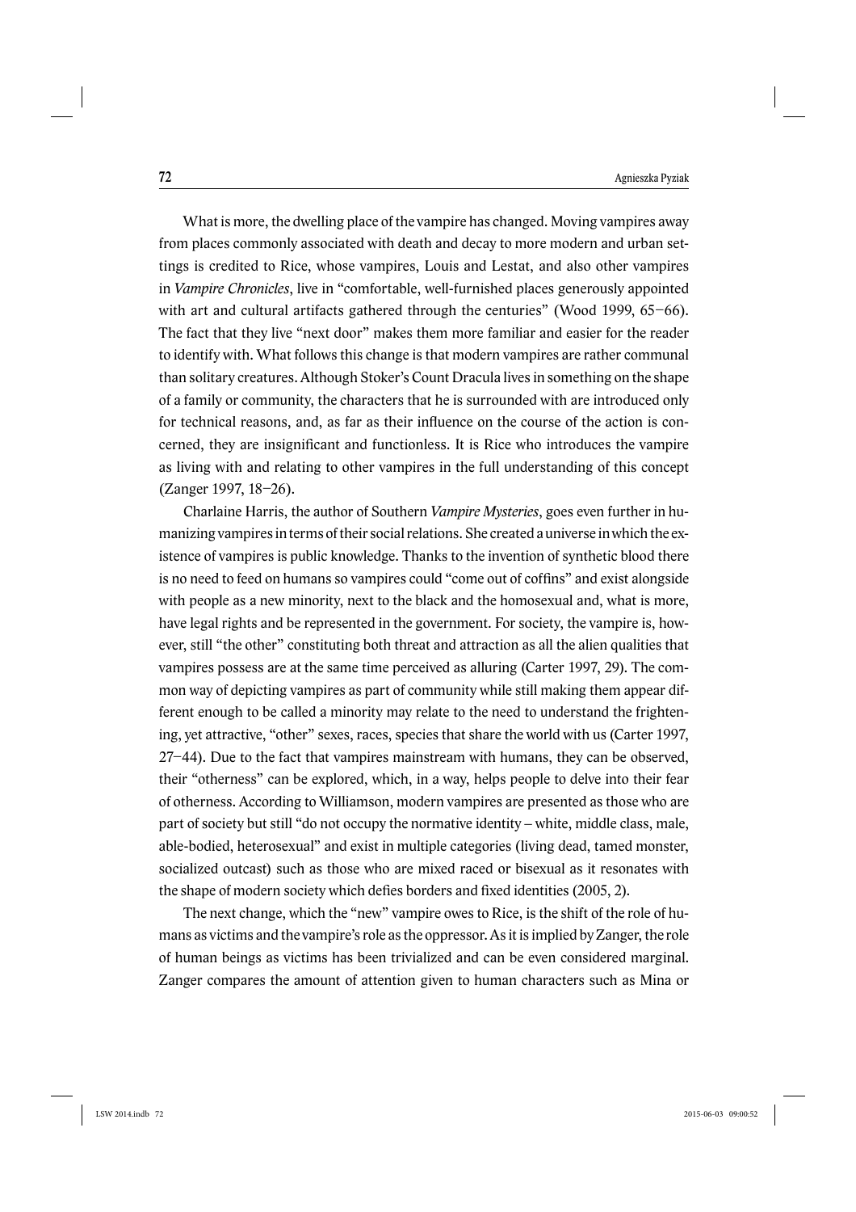What is more, the dwelling place of the vampire has changed. Moving vampires away from places commonly associated with death and decay to more modern and urban settings is credited to Rice, whose vampires, Louis and Lestat, and also other vampires in *Vampire Chronicles*, live in "comfortable, well-furnished places generously appointed with art and cultural artifacts gathered through the centuries" (Wood 1999, 65–66). The fact that they live "next door" makes them more familiar and easier for the reader to identify with. What follows this change is that modern vampires are rather communal than solitary creatures. Although Stoker's Count Dracula lives in something on the shape of a family or community, the characters that he is surrounded with are introduced only for technical reasons, and, as far as their influence on the course of the action is concerned, they are insignificant and functionless. It is Rice who introduces the vampire as living with and relating to other vampires in the full understanding of this concept (Zanger 1997, 18–26).

Charlaine Harris, the author of Southern *Vampire Mysteries*, goes even further in humanizing vampires in terms of their social relations. She created a universe in which the existence of vampires is public knowledge. Thanks to the invention of synthetic blood there is no need to feed on humans so vampires could "come out of coffins" and exist alongside with people as a new minority, next to the black and the homosexual and, what is more, have legal rights and be represented in the government. For society, the vampire is, however, still "the other" constituting both threat and attraction as all the alien qualities that vampires possess are at the same time perceived as alluring (Carter 1997, 29). The common way of depicting vampires as part of community while still making them appear different enough to be called a minority may relate to the need to understand the frightening, yet attractive, "other" sexes, races, species that share the world with us (Carter 1997, 27–44). Due to the fact that vampires mainstream with humans, they can be observed, their "otherness" can be explored, which, in a way, helps people to delve into their fear of otherness. According to Williamson, modern vampires are presented as those who are part of society but still "do not occupy the normative identity – white, middle class, male, able-bodied, heterosexual" and exist in multiple categories (living dead, tamed monster, socialized outcast) such as those who are mixed raced or bisexual as it resonates with the shape of modern society which defies borders and fixed identities (2005, 2).

The next change, which the "new" vampire owes to Rice, is the shift of the role of humans as victims and the vampire's role as the oppressor. As it is implied by Zanger, the role of human beings as victims has been trivialized and can be even considered marginal. Zanger compares the amount of attention given to human characters such as Mina or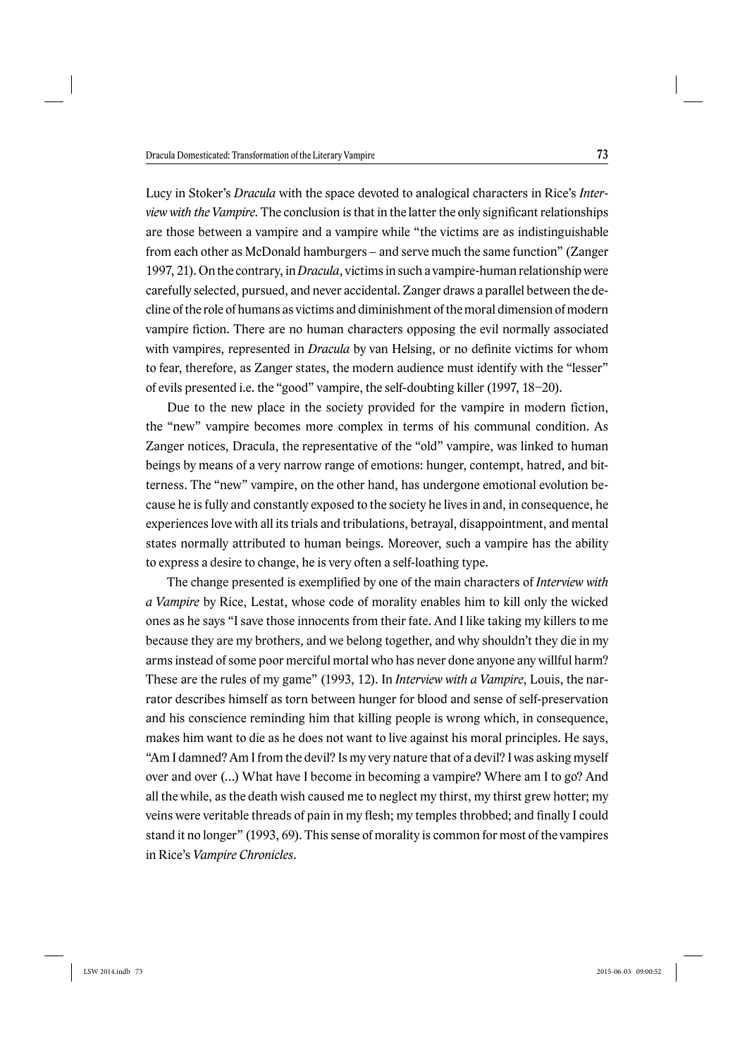Lucy in Stoker's *Dracula* with the space devoted to analogical characters in Rice's *Interview with the Vampire.* The conclusion is that in the latter the only significant relationships are those between a vampire and a vampire while "the victims are as indistinguishable from each other as McDonald hamburgers – and serve much the same function" (Zanger 1997, 21). On the contrary, in *Dracula*, victims in such a vampire-human relationship were carefully selected, pursued, and never accidental. Zanger draws a parallel between the decline of the role of humans as victims and diminishment of the moral dimension of modern vampire fiction. There are no human characters opposing the evil normally associated with vampires, represented in *Dracula* by van Helsing, or no definite victims for whom to fear, therefore, as Zanger states, the modern audience must identify with the "lesser" of evils presented i.e. the "good" vampire, the self-doubting killer (1997, 18–20).

Due to the new place in the society provided for the vampire in modern fiction, the "new" vampire becomes more complex in terms of his communal condition. As Zanger notices, Dracula, the representative of the "old" vampire, was linked to human beings by means of a very narrow range of emotions: hunger, contempt, hatred, and bitterness. The "new" vampire, on the other hand, has undergone emotional evolution because he is fully and constantly exposed to the society he lives in and, in consequence, he experiences love with all its trials and tribulations, betrayal, disappointment, and mental states normally attributed to human beings. Moreover, such a vampire has the ability to express a desire to change, he is very often a self-loathing type.

The change presented is exemplified by one of the main characters of *Interview with a Vampire* by Rice, Lestat, whose code of morality enables him to kill only the wicked ones as he says "I save those innocents from their fate. And I like taking my killers to me because they are my brothers, and we belong together, and why shouldn't they die in my arms instead of some poor merciful mortal who has never done anyone any willful harm? These are the rules of my game" (1993, 12). In *Interview with a Vampire*, Louis, the narrator describes himself as torn between hunger for blood and sense of self-preservation and his conscience reminding him that killing people is wrong which, in consequence, makes him want to die as he does not want to live against his moral principles. He says, "Am I damned? Am I from the devil? Is my very nature that of a devil? I was asking myself over and over (...) What have I become in becoming a vampire? Where am I to go? And all the while, as the death wish caused me to neglect my thirst, my thirst grew hotter; my veins were veritable threads of pain in my flesh; my temples throbbed; and finally I could stand it no longer" (1993, 69). This sense of morality is common for most of the vampires in Rice's *Vampire Chronicles*.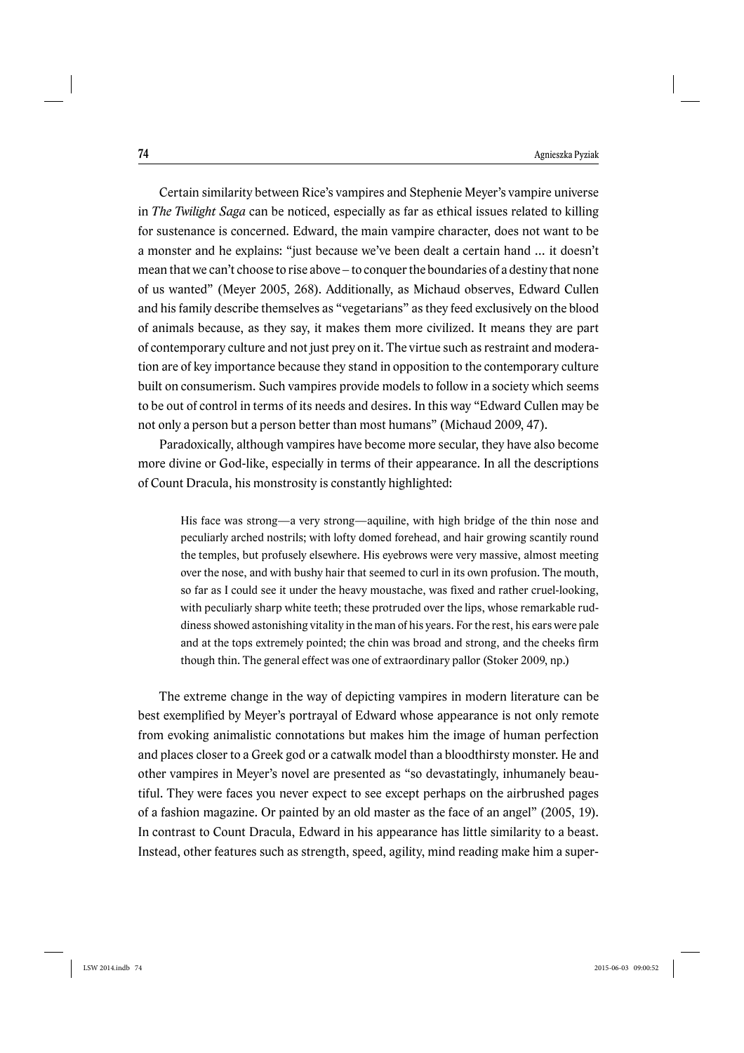Certain similarity between Rice's vampires and Stephenie Meyer's vampire universe in *The Twilight Saga* can be noticed, especially as far as ethical issues related to killing for sustenance is concerned. Edward, the main vampire character, does not want to be a monster and he explains: "just because we've been dealt a certain hand … it doesn't mean that we can't choose to rise above – to conquer the boundaries of a destiny that none of us wanted" (Meyer 2005, 268). Additionally, as Michaud observes, Edward Cullen and his family describe themselves as "vegetarians" as they feed exclusively on the blood of animals because, as they say, it makes them more civilized. It means they are part of contemporary culture and not just prey on it. The virtue such as restraint and moderation are of key importance because they stand in opposition to the contemporary culture built on consumerism. Such vampires provide models to follow in a society which seems to be out of control in terms of its needs and desires. In this way "Edward Cullen may be not only a person but a person better than most humans" (Michaud 2009, 47).

Paradoxically, although vampires have become more secular, they have also become more divine or God-like, especially in terms of their appearance. In all the descriptions of Count Dracula, his monstrosity is constantly highlighted:

> His face was strong—a very strong—aquiline, with high bridge of the thin nose and peculiarly arched nostrils; with lofty domed forehead, and hair growing scantily round the temples, but profusely elsewhere. His eyebrows were very massive, almost meeting over the nose, and with bushy hair that seemed to curl in its own profusion. The mouth, so far as I could see it under the heavy moustache, was fixed and rather cruel-looking, with peculiarly sharp white teeth; these protruded over the lips, whose remarkable ruddiness showed astonishing vitality in the man of his years. For the rest, his ears were pale and at the tops extremely pointed; the chin was broad and strong, and the cheeks firm though thin. The general effect was one of extraordinary pallor (Stoker 2009, np.)

The extreme change in the way of depicting vampires in modern literature can be best exemplified by Meyer's portrayal of Edward whose appearance is not only remote from evoking animalistic connotations but makes him the image of human perfection and places closer to a Greek god or a catwalk model than a bloodthirsty monster. He and other vampires in Meyer's novel are presented as "so devastatingly, inhumanely beautiful. They were faces you never expect to see except perhaps on the airbrushed pages of a fashion magazine. Or painted by an old master as the face of an angel" (2005, 19). In contrast to Count Dracula, Edward in his appearance has little similarity to a beast. Instead, other features such as strength, speed, agility, mind reading make him a super-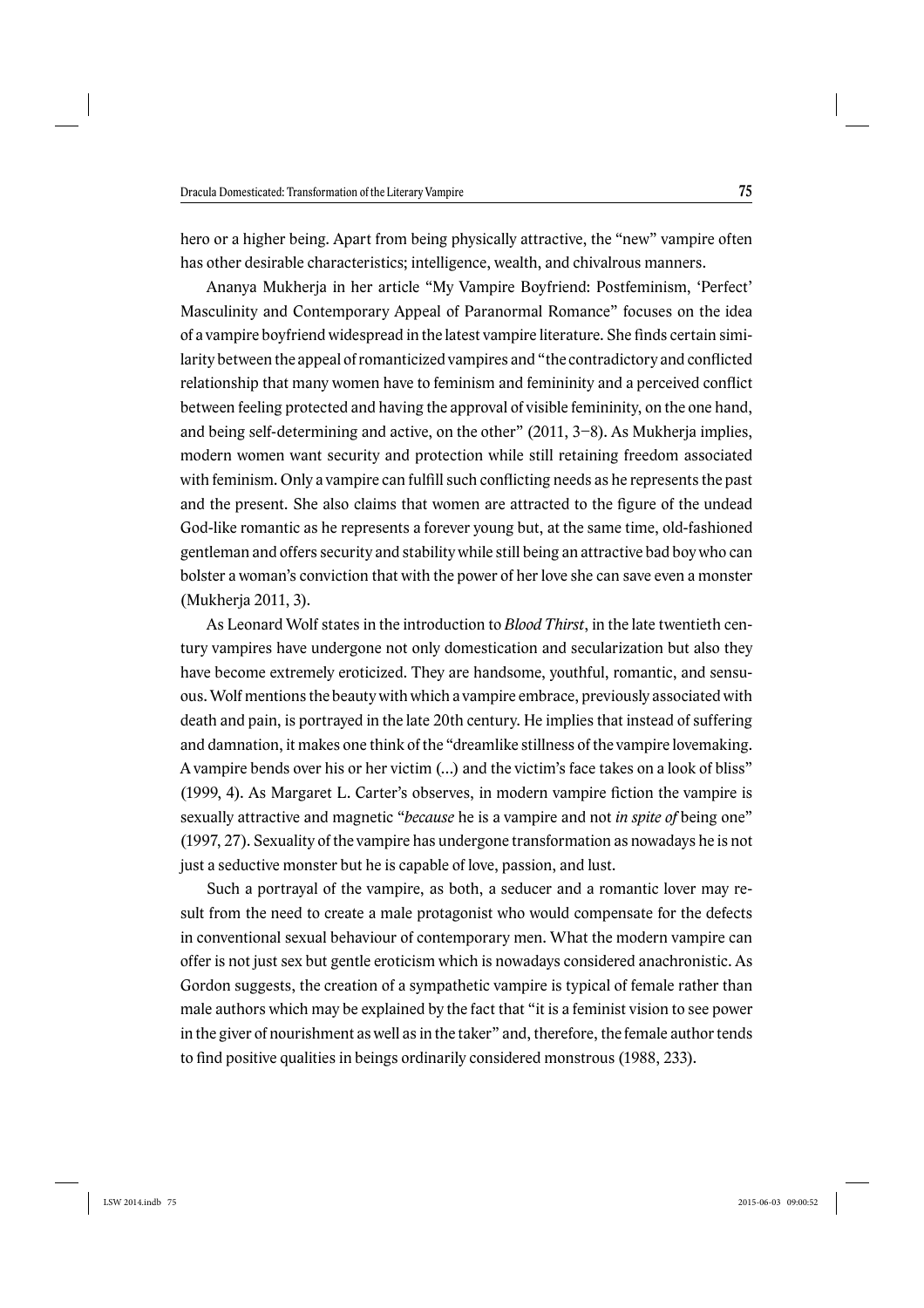hero or a higher being. Apart from being physically attractive, the "new" vampire often has other desirable characteristics; intelligence, wealth, and chivalrous manners.

Ananya Mukherja in her article "My Vampire Boyfriend: Postfeminism, 'Perfect' Masculinity and Contemporary Appeal of Paranormal Romance" focuses on the idea of a vampire boyfriend widespread in the latest vampire literature. She finds certain similarity between the appeal of romanticized vampires and "the contradictory and conflicted relationship that many women have to feminism and femininity and a perceived conflict between feeling protected and having the approval of visible femininity, on the one hand, and being self-determining and active, on the other" (2011, 3–8). As Mukherja implies, modern women want security and protection while still retaining freedom associated with feminism. Only a vampire can fulfill such conflicting needs as he represents the past and the present. She also claims that women are attracted to the figure of the undead God-like romantic as he represents a forever young but, at the same time, old-fashioned gentleman and offers security and stability while still being an attractive bad boy who can bolster a woman's conviction that with the power of her love she can save even a monster (Mukherja 2011, 3).

As Leonard Wolf states in the introduction to *Blood Thirst*, in the late twentieth century vampires have undergone not only domestication and secularization but also they have become extremely eroticized. They are handsome, youthful, romantic, and sensuous. Wolf mentions the beauty with which a vampire embrace, previously associated with death and pain, is portrayed in the late 20th century. He implies that instead of suffering and damnation, it makes one think of the "dreamlike stillness of the vampire lovemaking. A vampire bends over his or her victim (...) and the victim's face takes on a look of bliss" (1999, 4). As Margaret L. Carter's observes, in modern vampire fiction the vampire is sexually attractive and magnetic "*because* he is a vampire and not *in spite of* being one" (1997, 27). Sexuality of the vampire has undergone transformation as nowadays he is not just a seductive monster but he is capable of love, passion, and lust.

Such a portrayal of the vampire, as both, a seducer and a romantic lover may result from the need to create a male protagonist who would compensate for the defects in conventional sexual behaviour of contemporary men. What the modern vampire can offer is not just sex but gentle eroticism which is nowadays considered anachronistic. As Gordon suggests, the creation of a sympathetic vampire is typical of female rather than male authors which may be explained by the fact that "it is a feminist vision to see power in the giver of nourishment as well as in the taker" and, therefore, the female author tends to find positive qualities in beings ordinarily considered monstrous (1988, 233).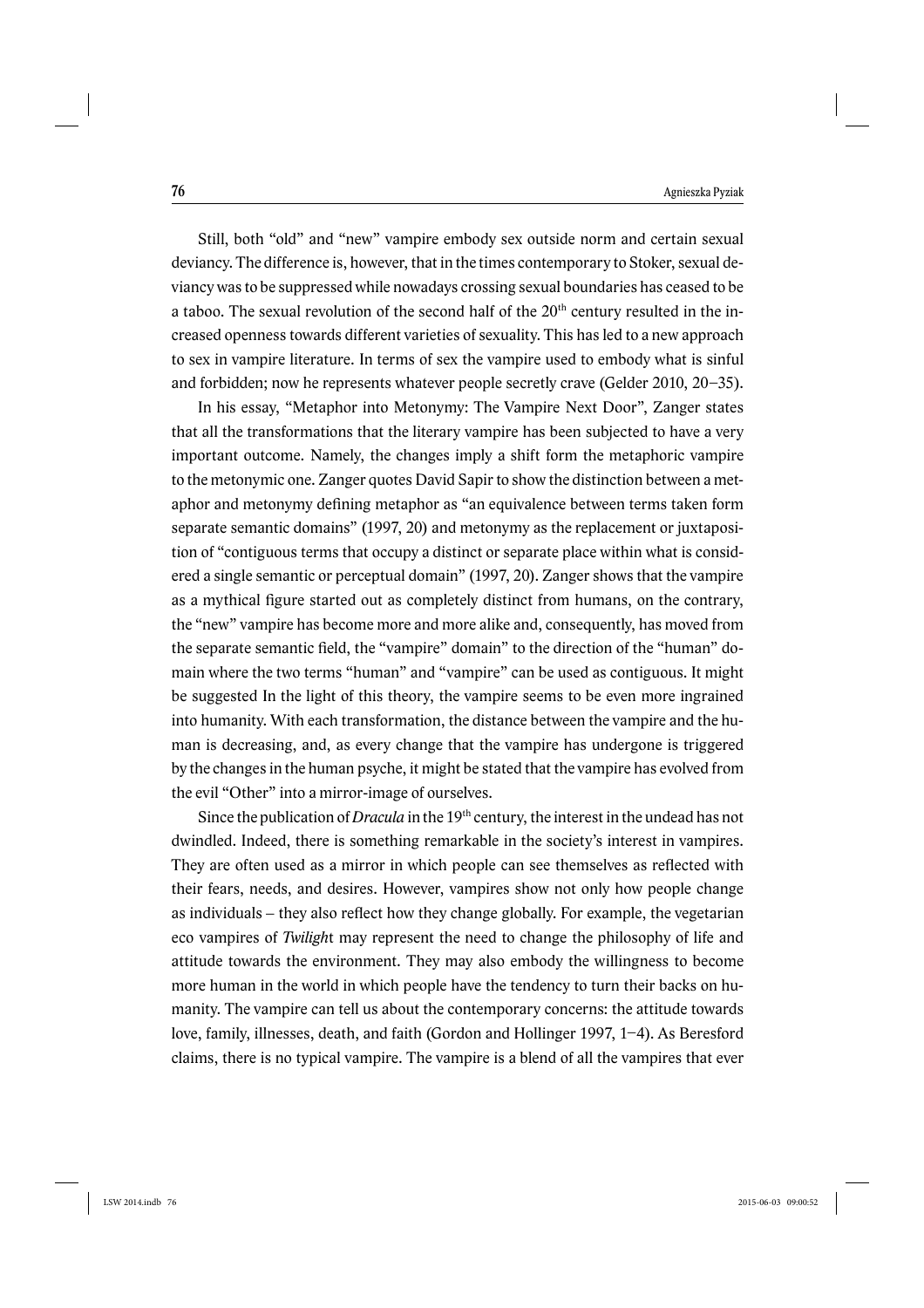Still, both "old" and "new" vampire embody sex outside norm and certain sexual deviancy. The difference is, however, that in the times contemporary to Stoker, sexual deviancy was to be suppressed while nowadays crossing sexual boundaries has ceased to be a taboo. The sexual revolution of the second half of the 20th century resulted in the increased openness towards different varieties of sexuality. This has led to a new approach to sex in vampire literature. In terms of sex the vampire used to embody what is sinful and forbidden; now he represents whatever people secretly crave (Gelder 2010, 20–35).

In his essay, "Metaphor into Metonymy: The Vampire Next Door", Zanger states that all the transformations that the literary vampire has been subjected to have a very important outcome. Namely, the changes imply a shift form the metaphoric vampire to the metonymic one. Zanger quotes David Sapir to show the distinction between a metaphor and metonymy defining metaphor as "an equivalence between terms taken form separate semantic domains" (1997, 20) and metonymy as the replacement or juxtaposition of "contiguous terms that occupy a distinct or separate place within what is considered a single semantic or perceptual domain" (1997, 20). Zanger shows that the vampire as a mythical figure started out as completely distinct from humans, on the contrary, the "new" vampire has become more and more alike and, consequently, has moved from the separate semantic field, the "vampire" domain" to the direction of the "human" domain where the two terms "human" and "vampire" can be used as contiguous. It might be suggested In the light of this theory, the vampire seems to be even more ingrained into humanity. With each transformation, the distance between the vampire and the human is decreasing, and, as every change that the vampire has undergone is triggered by the changes in the human psyche, it might be stated that the vampire has evolved from the evil "Other" into a mirror-image of ourselves.

Since the publication of *Dracula* in the 19th century, the interest in the undead has not dwindled. Indeed, there is something remarkable in the society's interest in vampires. They are often used as a mirror in which people can see themselves as reflected with their fears, needs, and desires. However, vampires show not only how people change as individuals – they also reflect how they change globally. For example, the vegetarian eco vampires of *Twiligh*t may represent the need to change the philosophy of life and attitude towards the environment. They may also embody the willingness to become more human in the world in which people have the tendency to turn their backs on humanity. The vampire can tell us about the contemporary concerns: the attitude towards love, family, illnesses, death, and faith (Gordon and Hollinger 1997, 1–4). As Beresford claims, there is no typical vampire. The vampire is a blend of all the vampires that ever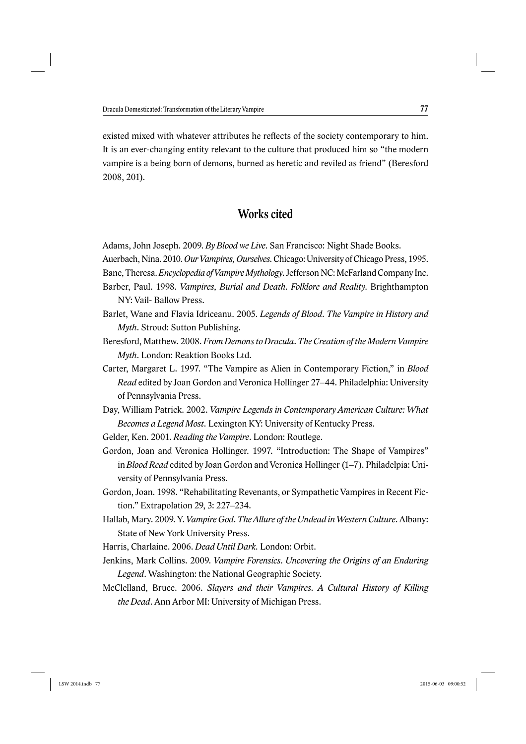existed mixed with whatever attributes he reflects of the society contemporary to him. It is an ever-changing entity relevant to the culture that produced him so "the modern vampire is a being born of demons, burned as heretic and reviled as friend" (Beresford 2008, 201).

## Works cited

Adams, John Joseph. 2009. *By Blood we Live*. San Francisco: Night Shade Books.

Auerbach, Nina. 2010. *Our Vampires, Ourselves*. Chicago: University of Chicago Press, 1995.

Bane, Theresa. *Encyclopedia of Vampire Mythology*. Jefferson NC: McFarland Company Inc.

Barber, Paul. 1998. *Vampires, Burial and Death*. *Folklore and Reality*. Brighthampton NY: Vail- Ballow Press.

Barlet, Wane and Flavia Idriceanu. 2005. *Legends of Blood*. *The Vampire in History and Myth*. Stroud: Sutton Publishing.

Beresford, Matthew. 2008. *From Demons to Dracula*. *The Creation of the Modern Vampire Myth*. London: Reaktion Books Ltd.

Carter, Margaret L. 1997. "The Vampire as Alien in Contemporary Fiction," in *Blood Read* edited by Joan Gordon and Veronica Hollinger 27–44. Philadelphia: University of Pennsylvania Press.

Day, William Patrick. 2002. *Vampire Legends in Contemporary American Culture: What Becomes a Legend Most*. Lexington KY: University of Kentucky Press.

Gelder, Ken. 2001. *Reading the Vampire*. London: Routlege.

Gordon, Joan and Veronica Hollinger. 1997. "Introduction: The Shape of Vampires" in *Blood Read* edited by Joan Gordon and Veronica Hollinger (1–7). Philadelpia: University of Pennsylvania Press.

Gordon, Joan. 1998. "Rehabilitating Revenants, or Sympathetic Vampires in Recent Fiction." Extrapolation 29, 3: 227–234.

Hallab, Mary. 2009. Y. *Vampire God*. *The Allure of the Undead in Western Culture*. Albany: State of New York University Press.

Harris, Charlaine. 2006. *Dead Until Dark*. London: Orbit.

Jenkins, Mark Collins. 2009. *Vampire Forensics*. *Uncovering the Origins of an Enduring Legend*. Washington: the National Geographic Society.

McClelland, Bruce. 2006. *Slayers and their Vampires*. *A Cultural History of Killing the Dead*. Ann Arbor MI: University of Michigan Press.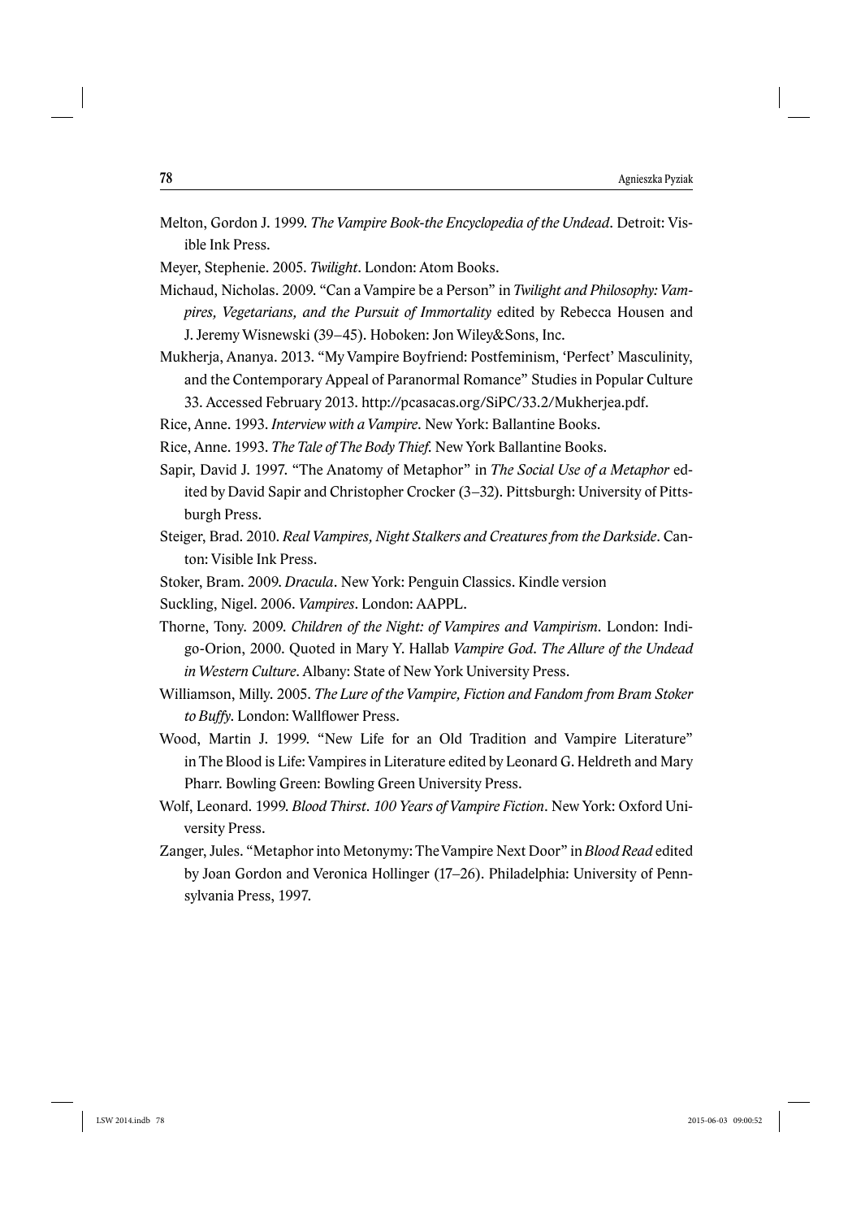Melton, Gordon J. 1999. *The Vampire Book-the Encyclopedia of the Undead*. Detroit: Visible Ink Press.

Meyer, Stephenie. 2005. *Twilight*. London: Atom Books.

Michaud, Nicholas. 2009. "Can a Vampire be a Person" in *Twilight and Philosophy: Vampires, Vegetarians, and the Pursuit of Immortality* edited by Rebecca Housen and J. Jeremy Wisnewski (39–45). Hoboken: Jon Wiley&Sons, Inc.

Mukherja, Ananya. 2013. "My Vampire Boyfriend: Postfeminism, 'Perfect' Masculinity, and the Contemporary Appeal of Paranormal Romance" Studies in Popular Culture 33. Accessed February 2013. http://pcasacas.org/SiPC/33.2/Mukherjea.pdf.

Rice, Anne. 1993. *Interview with a Vampire.* New York: Ballantine Books.

Rice, Anne. 1993. *The Tale of The Body Thief.* New York Ballantine Books.

Sapir, David J. 1997. "The Anatomy of Metaphor" in *The Social Use of a Metaphor* edited by David Sapir and Christopher Crocker (3–32). Pittsburgh: University of Pittsburgh Press.

Steiger, Brad. 2010. *Real Vampires, Night Stalkers and Creatures from the Darkside*. Canton: Visible Ink Press.

Stoker, Bram. 2009. *Dracula*. New York: Penguin Classics. Kindle version

Suckling, Nigel. 2006. *Vampires*. London: AAPPL.

Thorne, Tony. 2009. *Children of the Night: of Vampires and Vampirism*. London: Indigo-Orion, 2000. Quoted in Mary Y. Hallab *Vampire God*. *The Allure of the Undead in Western Culture*. Albany: State of New York University Press.

Williamson, Milly. 2005. *The Lure of the Vampire, Fiction and Fandom from Bram Stoker to Buffy*. London: Wallflower Press.

Wood, Martin J. 1999. "New Life for an Old Tradition and Vampire Literature" in The Blood is Life: Vampires in Literature edited by Leonard G. Heldreth and Mary Pharr. Bowling Green: Bowling Green University Press.

Wolf, Leonard. 1999. *Blood Thirst*. *100 Years of Vampire Fiction*. New York: Oxford University Press.

Zanger, Jules. "Metaphor into Metonymy: The Vampire Next Door" in *Blood Read* edited by Joan Gordon and Veronica Hollinger (17–26). Philadelphia: University of Pennsylvania Press, 1997.